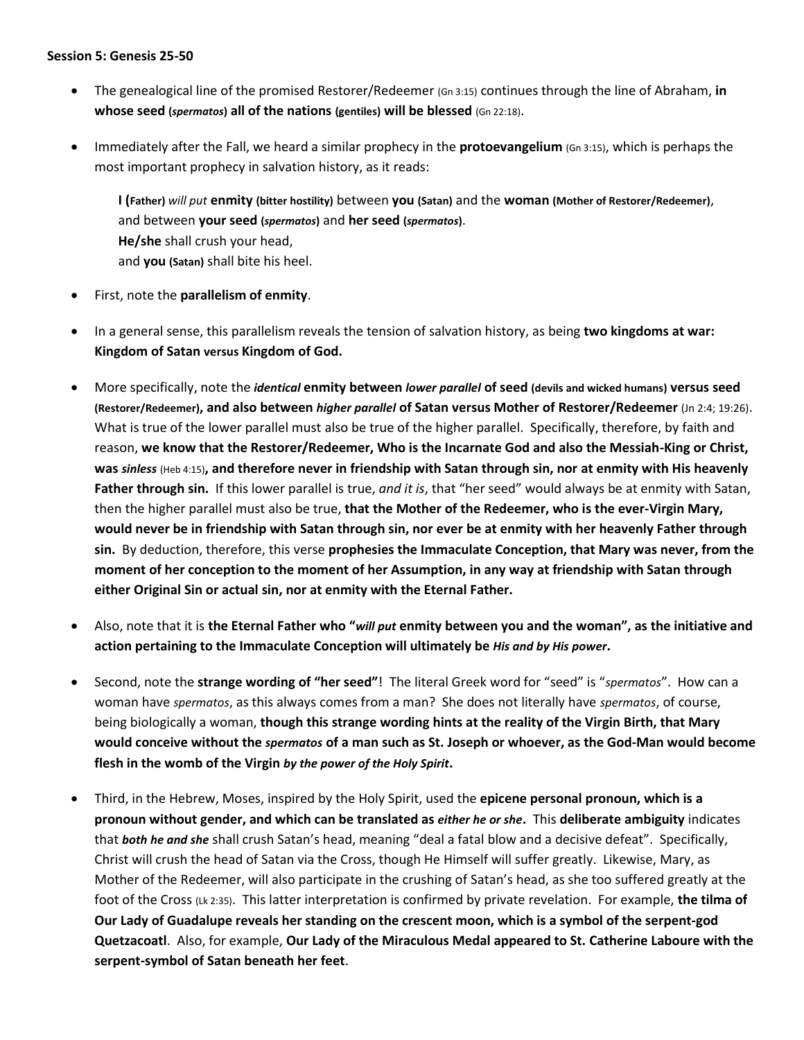**Session 5: Genesis 25-50**

- The genealogical line of the promised Restorer/Redeemer (Gn 3:15) continues through the line of Abraham, **in whose seed (*spermatos*) all of the nations (gentiles) will be blessed** (Gn 22:18).

- Immediately after the Fall, we heard a similar prophecy in the **protoevangelium** (Gn 3:15), which is perhaps the most important prophecy in salvation history, as it reads:

  **I (Father)** *will put* **enmity (bitter hostility)** between **you (Satan)** and the **woman (Mother of Restorer/Redeemer)**,
  and between **your seed (*spermatos*)** and **her seed (*spermatos*)**.
  **He/she** shall crush your head,
  and **you (Satan)** shall bite his heel.

- First, note the **parallelism of enmity**.

- In a general sense, this parallelism reveals the tension of salvation history, as being **two kingdoms at war: Kingdom of Satan versus Kingdom of God.**

- More specifically, note the ***identical* enmity between *lower parallel* of seed (devils and wicked humans) versus seed (Restorer/Redeemer), and also between *higher parallel* of Satan versus Mother of Restorer/Redeemer** (Jn 2:4; 19:26). What is true of the lower parallel must also be true of the higher parallel. Specifically, therefore, by faith and reason, **we know that the Restorer/Redeemer, Who is the Incarnate God and also the Messiah-King or Christ, was *sinless*** (Heb 4:15)**, and therefore never in friendship with Satan through sin, nor at enmity with His heavenly Father through sin.** If this lower parallel is true, *and it is*, that "her seed" would always be at enmity with Satan, then the higher parallel must also be true, **that the Mother of the Redeemer, who is the ever-Virgin Mary, would never be in friendship with Satan through sin, nor ever be at enmity with her heavenly Father through sin.** By deduction, therefore, this verse **prophesies the Immaculate Conception, that Mary was never, from the moment of her conception to the moment of her Assumption, in any way at friendship with Satan through either Original Sin or actual sin, nor at enmity with the Eternal Father.**

- Also, note that it is **the Eternal Father who "*will put* enmity between you and the woman", as the initiative and action pertaining to the Immaculate Conception will ultimately be *His and by His power*.**

- Second, note the **strange wording of "her seed"**! The literal Greek word for "seed" is "*spermatos*". How can a woman have *spermatos*, as this always comes from a man? She does not literally have *spermatos*, of course, being biologically a woman, **though this strange wording hints at the reality of the Virgin Birth, that Mary would conceive without the *spermatos* of a man such as St. Joseph or whoever, as the God-Man would become flesh in the womb of the Virgin *by the power of the Holy Spirit*.**

- Third, in the Hebrew, Moses, inspired by the Holy Spirit, used the **epicene personal pronoun, which is a pronoun without gender, and which can be translated as *either he or she*.** This **deliberate ambiguity** indicates that ***both he and she*** shall crush Satan's head, meaning "deal a fatal blow and a decisive defeat". Specifically, Christ will crush the head of Satan via the Cross, though He Himself will suffer greatly. Likewise, Mary, as Mother of the Redeemer, will also participate in the crushing of Satan's head, as she too suffered greatly at the foot of the Cross (Lk 2:35). This latter interpretation is confirmed by private revelation. For example, **the tilma of Our Lady of Guadalupe reveals her standing on the crescent moon, which is a symbol of the serpent-god Quetzacoatl**. Also, for example, **Our Lady of the Miraculous Medal appeared to St. Catherine Laboure with the serpent-symbol of Satan beneath her feet**.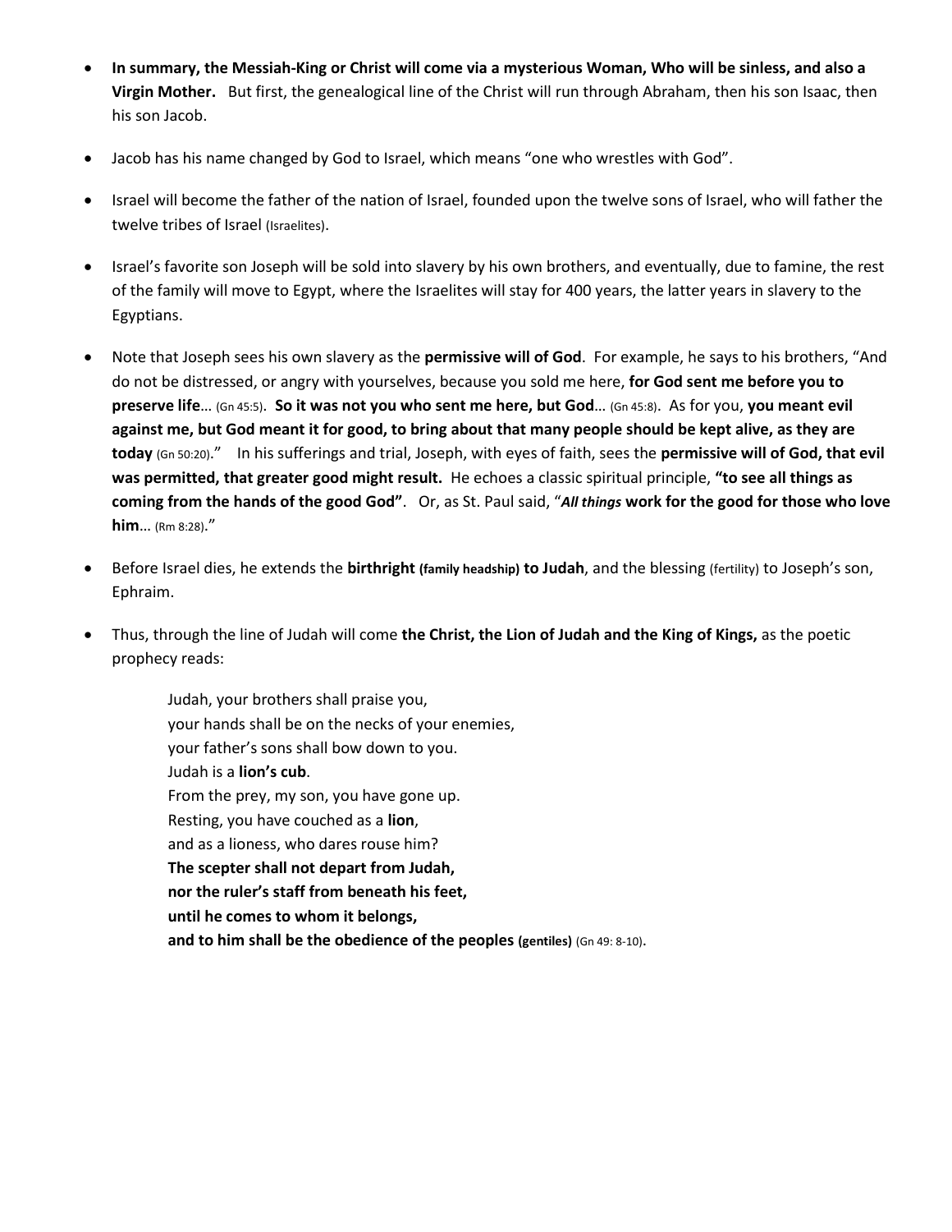- **In summary, the Messiah-King or Christ will come via a mysterious Woman, Who will be sinless, and also a Virgin Mother.** But first, the genealogical line of the Christ will run through Abraham, then his son Isaac, then his son Jacob.

- Jacob has his name changed by God to Israel, which means "one who wrestles with God".

- Israel will become the father of the nation of Israel, founded upon the twelve sons of Israel, who will father the twelve tribes of Israel (Israelites).

- Israel's favorite son Joseph will be sold into slavery by his own brothers, and eventually, due to famine, the rest of the family will move to Egypt, where the Israelites will stay for 400 years, the latter years in slavery to the Egyptians.

- Note that Joseph sees his own slavery as the **permissive will of God**. For example, he says to his brothers, "And do not be distressed, or angry with yourselves, because you sold me here, **for God sent me before you to preserve life**… (Gn 45:5). **So it was not you who sent me here, but God**… (Gn 45:8). As for you, **you meant evil against me, but God meant it for good, to bring about that many people should be kept alive, as they are today** (Gn 50:20)." In his sufferings and trial, Joseph, with eyes of faith, sees the **permissive will of God, that evil was permitted, that greater good might result.** He echoes a classic spiritual principle, **"to see all things as coming from the hands of the good God"**. Or, as St. Paul said, "***All things* work for the good for those who love him**… (Rm 8:28)."

- Before Israel dies, he extends the **birthright (family headship) to Judah**, and the blessing (fertility) to Joseph's son, Ephraim.

- Thus, through the line of Judah will come **the Christ, the Lion of Judah and the King of Kings,** as the poetic prophecy reads:

  > Judah, your brothers shall praise you,
  > your hands shall be on the necks of your enemies,
  > your father's sons shall bow down to you.
  > Judah is a **lion's cub**.
  > From the prey, my son, you have gone up.
  > Resting, you have couched as a **lion**,
  > and as a lioness, who dares rouse him?
  > **The scepter shall not depart from Judah,**
  > **nor the ruler's staff from beneath his feet,**
  > **until he comes to whom it belongs,**
  > **and to him shall be the obedience of the peoples (gentiles)** (Gn 49: 8-10).